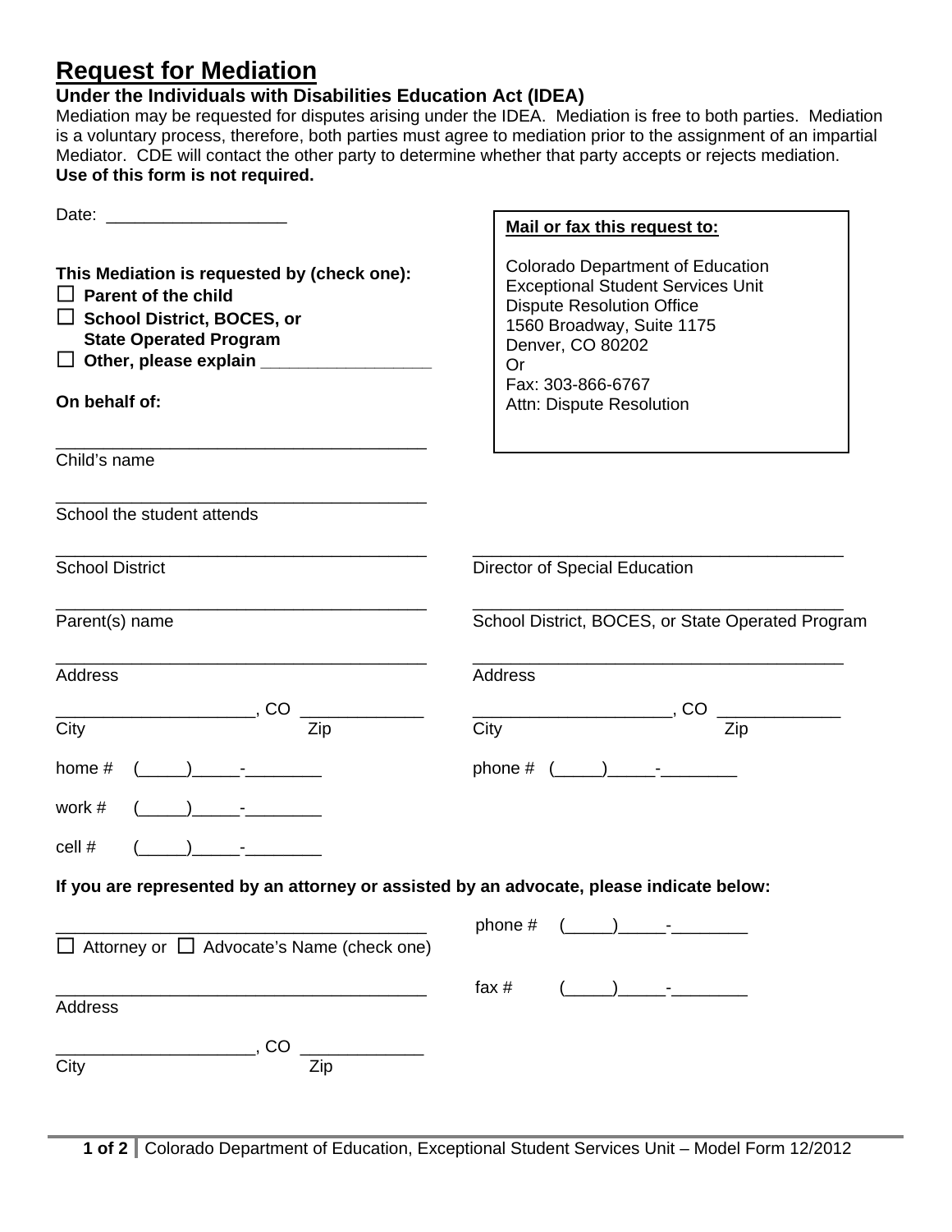# Request for Mediation

**Under the Individuals with Disabilities Education Act (IDEA)**

Mediation may be requested for disputes arising under the IDEA. Mediation is free to both parties. Mediation is a voluntary process, therefore, both parties must agree to mediation prior to the assignment of an impartial Mediator. CDE will contact the other party to determine whether that party accepts or rejects mediation.

**Use of this form is not required.**

Date: ___________________

**Mail or fax this request to:**

Colorado Department of Education
Exceptional Student Services Unit
Dispute Resolution Office
1560 Broadway, Suite 1175
Denver, CO 80202
Or
Fax: 303-866-6767
Attn: Dispute Resolution

**This Mediation is requested by (check one):**

- ☐ **Parent of the child**
- ☐ **School District, BOCES, or State Operated Program**
- ☐ **Other, please explain** __________________

**On behalf of:**

______________________________________
Child's name

______________________________________
School the student attends

______________________________________
School District

______________________________________
Parent(s) name

______________________________________
Address

____________________, CO ____________
City Zip

home # (_____)_____-________

work # (_____)_____-________

cell # (_____)_____-________

______________________________________
Director of Special Education

______________________________________
School District, BOCES, or State Operated Program

______________________________________
Address

____________________, CO ____________
City Zip

phone # (_____)_____-________

**If you are represented by an attorney or assisted by an advocate, please indicate below:**

______________________________________
☐ Attorney or ☐ Advocate's Name (check one)

phone # (_____)_____-________

______________________________________
Address

fax # (_____)_____-________

____________________, CO ____________
City Zip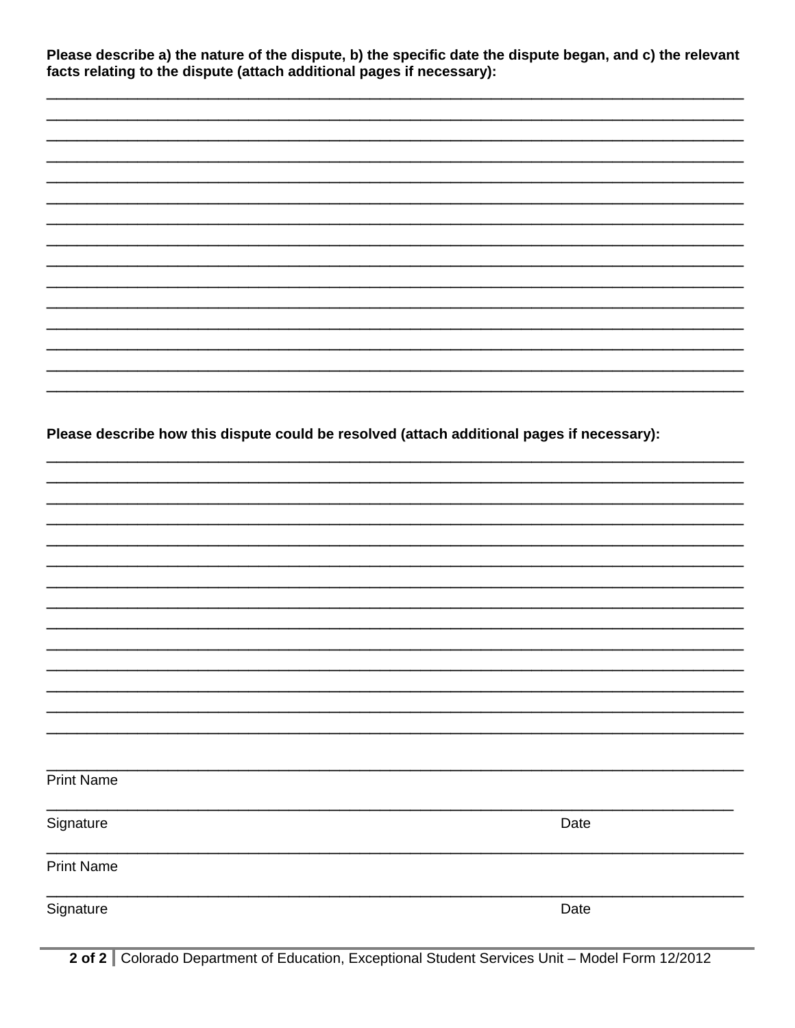**Please describe a) the nature of the dispute, b) the specific date the dispute began, and c) the relevant facts relating to the dispute (attach additional pages if necessary):**

\_\_\_\_\_\_\_\_\_\_\_\_\_\_\_\_\_\_\_\_\_\_\_\_\_\_\_\_\_\_\_\_\_\_\_\_\_\_\_\_\_\_\_\_\_\_\_\_\_\_\_\_\_\_\_\_\_\_\_\_\_\_\_\_\_\_\_\_\_\_\_\_\_\_\_\_\_\_

\_\_\_\_\_\_\_\_\_\_\_\_\_\_\_\_\_\_\_\_\_\_\_\_\_\_\_\_\_\_\_\_\_\_\_\_\_\_\_\_\_\_\_\_\_\_\_\_\_\_\_\_\_\_\_\_\_\_\_\_\_\_\_\_\_\_\_\_\_\_\_\_\_\_\_\_\_\_

\_\_\_\_\_\_\_\_\_\_\_\_\_\_\_\_\_\_\_\_\_\_\_\_\_\_\_\_\_\_\_\_\_\_\_\_\_\_\_\_\_\_\_\_\_\_\_\_\_\_\_\_\_\_\_\_\_\_\_\_\_\_\_\_\_\_\_\_\_\_\_\_\_\_\_\_\_\_

\_\_\_\_\_\_\_\_\_\_\_\_\_\_\_\_\_\_\_\_\_\_\_\_\_\_\_\_\_\_\_\_\_\_\_\_\_\_\_\_\_\_\_\_\_\_\_\_\_\_\_\_\_\_\_\_\_\_\_\_\_\_\_\_\_\_\_\_\_\_\_\_\_\_\_\_\_\_

\_\_\_\_\_\_\_\_\_\_\_\_\_\_\_\_\_\_\_\_\_\_\_\_\_\_\_\_\_\_\_\_\_\_\_\_\_\_\_\_\_\_\_\_\_\_\_\_\_\_\_\_\_\_\_\_\_\_\_\_\_\_\_\_\_\_\_\_\_\_\_\_\_\_\_\_\_\_

**Please describe how this dispute could be resolved (attach additional pages if necessary):**

\_\_\_\_\_\_\_\_\_\_\_\_\_\_\_\_\_\_\_\_\_\_\_\_\_\_\_\_\_\_\_\_\_\_\_\_\_\_\_\_\_\_\_\_\_\_\_\_\_\_\_\_\_\_\_\_\_\_\_\_\_\_\_\_\_\_\_\_\_\_\_\_\_\_\_\_\_\_

\_\_\_\_\_\_\_\_\_\_\_\_\_\_\_\_\_\_\_\_\_\_\_\_\_\_\_\_\_\_\_\_\_\_\_\_\_\_\_\_\_\_\_\_\_\_\_\_\_\_\_\_\_\_\_\_\_\_\_\_\_\_\_\_\_\_\_\_\_\_\_\_\_\_\_\_\_\_

\_\_\_\_\_\_\_\_\_\_\_\_\_\_\_\_\_\_\_\_\_\_\_\_\_\_\_\_\_\_\_\_\_\_\_\_\_\_\_\_\_\_\_\_\_\_\_\_\_\_\_\_\_\_\_\_\_\_\_\_\_\_\_\_\_\_\_\_\_\_\_\_\_\_\_\_\_\_

\_\_\_\_\_\_\_\_\_\_\_\_\_\_\_\_\_\_\_\_\_\_\_\_\_\_\_\_\_\_\_\_\_\_\_\_\_\_\_\_\_\_\_\_\_\_\_\_\_\_\_\_\_\_\_\_\_\_\_\_\_\_\_\_\_\_\_\_\_\_\_\_\_\_\_\_\_\_

\_\_\_\_\_\_\_\_\_\_\_\_\_\_\_\_\_\_\_\_\_\_\_\_\_\_\_\_\_\_\_\_\_\_\_\_\_\_\_\_\_\_\_\_\_\_\_\_\_\_\_\_\_\_\_\_\_\_\_\_\_\_\_\_\_\_\_\_\_\_\_\_\_\_\_\_\_\_

\_\_\_\_\_\_\_\_\_\_\_\_\_\_\_\_\_\_\_\_\_\_\_\_\_\_\_\_\_\_\_\_\_\_\_\_\_\_\_\_\_\_\_\_\_\_\_\_\_\_\_\_\_\_\_\_\_\_\_\_\_\_\_\_\_\_\_\_\_\_\_\_\_\_\_\_\_\_

Print Name

\_\_\_\_\_\_\_\_\_\_\_\_\_\_\_\_\_\_\_\_\_\_\_\_\_\_\_\_\_\_\_\_\_\_\_\_\_\_\_\_\_\_\_\_\_\_\_\_\_\_\_\_\_\_\_\_\_\_\_\_\_\_\_\_\_\_\_\_\_\_\_\_\_\_\_\_\_\_

Signature                                                                                    Date

\_\_\_\_\_\_\_\_\_\_\_\_\_\_\_\_\_\_\_\_\_\_\_\_\_\_\_\_\_\_\_\_\_\_\_\_\_\_\_\_\_\_\_\_\_\_\_\_\_\_\_\_\_\_\_\_\_\_\_\_\_\_\_\_\_\_\_\_\_\_\_\_\_\_\_\_\_\_

Print Name

\_\_\_\_\_\_\_\_\_\_\_\_\_\_\_\_\_\_\_\_\_\_\_\_\_\_\_\_\_\_\_\_\_\_\_\_\_\_\_\_\_\_\_\_\_\_\_\_\_\_\_\_\_\_\_\_\_\_\_\_\_\_\_\_\_\_\_\_\_\_\_\_\_\_\_\_\_\_

Signature                                                                                    Date

Colorado Department of Education, Exceptional Student Services Unit – Model Form 12/2012